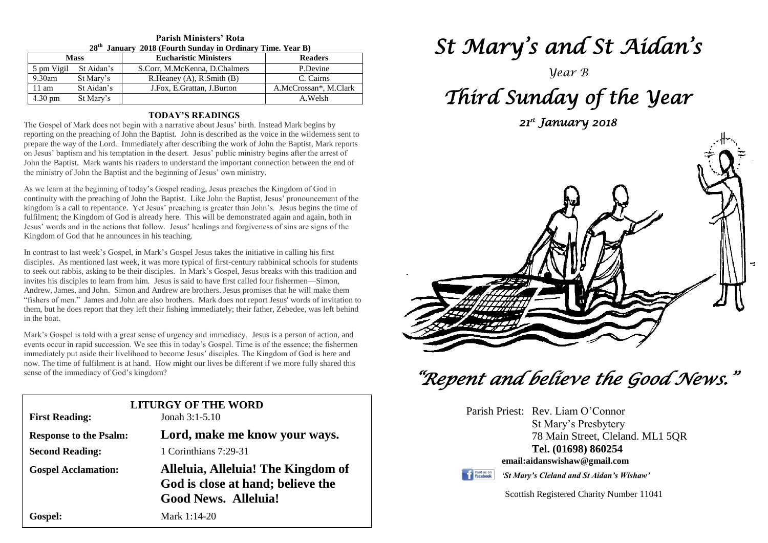**Parish Ministers' Rota**
**28th January 2018 (Fourth Sunday in Ordinary Time. Year B)**

| Mass | | Eucharistic Ministers | Readers |
|---|---|---|---|
| 5 pm Vigil | St Aidan's | S.Corr, M.McKenna, D.Chalmers | P.Devine |
| 9.30am | St Mary's | R.Heaney (A), R.Smith (B) | C. Cairns |
| 11 am | St Aidan's | J.Fox, E.Grattan, J.Burton | A.McCrossan*, M.Clark |
| 4.30 pm | St Mary's | | A.Welsh |

## TODAY'S READINGS

The Gospel of Mark does not begin with a narrative about Jesus' birth. Instead Mark begins by reporting on the preaching of John the Baptist. John is described as the voice in the wilderness sent to prepare the way of the Lord. Immediately after describing the work of John the Baptist, Mark reports on Jesus' baptism and his temptation in the desert. Jesus' public ministry begins after the arrest of John the Baptist. Mark wants his readers to understand the important connection between the end of the ministry of John the Baptist and the beginning of Jesus' own ministry.

As we learn at the beginning of today's Gospel reading, Jesus preaches the Kingdom of God in continuity with the preaching of John the Baptist. Like John the Baptist, Jesus' pronouncement of the kingdom is a call to repentance. Yet Jesus' preaching is greater than John's. Jesus begins the time of fulfilment; the Kingdom of God is already here. This will be demonstrated again and again, both in Jesus' words and in the actions that follow. Jesus' healings and forgiveness of sins are signs of the Kingdom of God that he announces in his teaching.

In contrast to last week's Gospel, in Mark's Gospel Jesus takes the initiative in calling his first disciples. As mentioned last week, it was more typical of first-century rabbinical schools for students to seek out rabbis, asking to be their disciples. In Mark's Gospel, Jesus breaks with this tradition and invites his disciples to learn from him. Jesus is said to have first called four fishermen—Simon, Andrew, James, and John. Simon and Andrew are brothers. Jesus promises that he will make them "fishers of men." James and John are also brothers. Mark does not report Jesus' words of invitation to them, but he does report that they left their fishing immediately; their father, Zebedee, was left behind in the boat.

Mark's Gospel is told with a great sense of urgency and immediacy. Jesus is a person of action, and events occur in rapid succession. We see this in today's Gospel. Time is of the essence; the fishermen immediately put aside their livelihood to become Jesus' disciples. The Kingdom of God is here and now. The time of fulfilment is at hand. How might our lives be different if we more fully shared this sense of the immediacy of God's kingdom?

## LITURGY OF THE WORD

| | |
|---|---|
| **First Reading:** | Jonah 3:1-5.10 |
| **Response to the Psalm:** | **Lord, make me know your ways.** |
| **Second Reading:** | 1 Corinthians 7:29-31 |
| **Gospel Acclamation:** | **Alleluia, Alleluia! The Kingdom of God is close at hand; believe the Good News. Alleluia!** |
| **Gospel:** | Mark 1:14-20 |

# *St Mary's and St Aidan's*

*Year B*

# *Third Sunday of the Year*

*21st January 2018*

## *"Repent and believe the Good News."*

Parish Priest: Rev. Liam O'Connor
St Mary's Presbytery
78 Main Street, Cleland. ML1 5QR
**Tel. (01698) 860254**
**email:aidanswishaw@gmail.com**

Find us on facebook *'St Mary's Cleland and St Aidan's Wishaw'*

Scottish Registered Charity Number 11041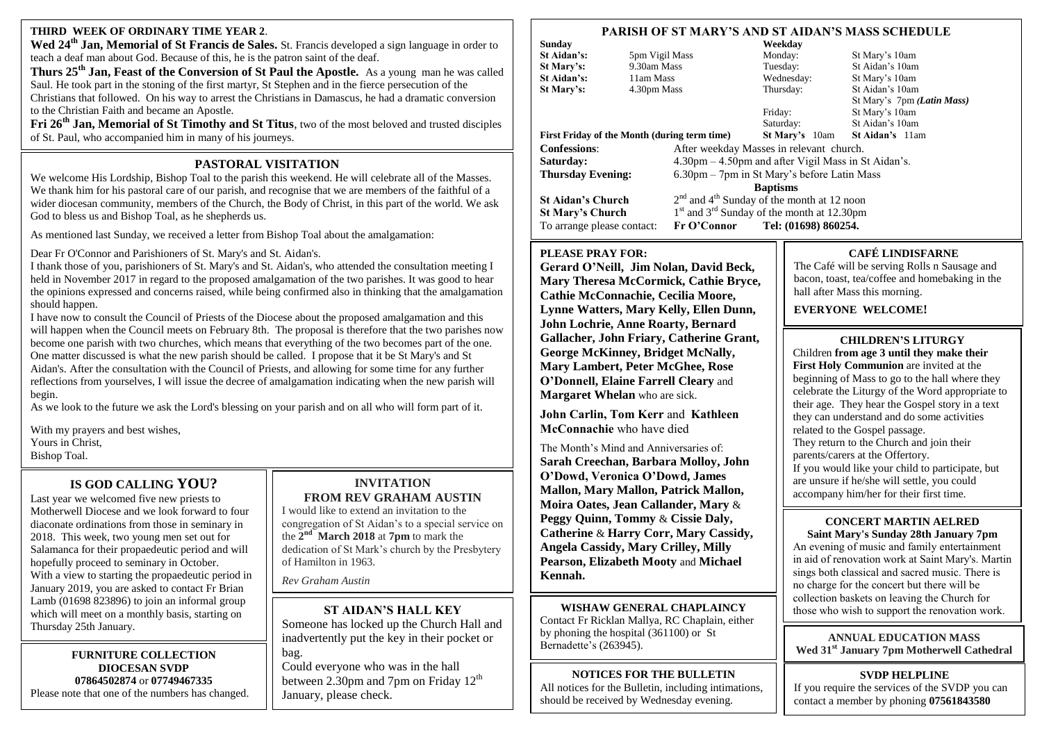**THIRD WEEK OF ORDINARY TIME YEAR 2**.

**Wed 24th Jan, Memorial of St Francis de Sales.** St. Francis developed a sign language in order to teach a deaf man about God. Because of this, he is the patron saint of the deaf.

**Thurs 25th Jan, Feast of the Conversion of St Paul the Apostle.** As a young man he was called Saul. He took part in the stoning of the first martyr, St Stephen and in the fierce persecution of the Christians that followed. On his way to arrest the Christians in Damascus, he had a dramatic conversion to the Christian Faith and became an Apostle.

**Fri 26th Jan, Memorial of St Timothy and St Titus**, two of the most beloved and trusted disciples of St. Paul, who accompanied him in many of his journeys.

## PASTORAL VISITATION

We welcome His Lordship, Bishop Toal to the parish this weekend. He will celebrate all of the Masses. We thank him for his pastoral care of our parish, and recognise that we are members of the faithful of a wider diocesan community, members of the Church, the Body of Christ, in this part of the world. We ask God to bless us and Bishop Toal, as he shepherds us.

As mentioned last Sunday, we received a letter from Bishop Toal about the amalgamation:

Dear Fr O'Connor and Parishioners of St. Mary's and St. Aidan's.

I thank those of you, parishioners of St. Mary's and St. Aidan's, who attended the consultation meeting I held in November 2017 in regard to the proposed amalgamation of the two parishes. It was good to hear the opinions expressed and concerns raised, while being confirmed also in thinking that the amalgamation should happen.

I have now to consult the Council of Priests of the Diocese about the proposed amalgamation and this will happen when the Council meets on February 8th. The proposal is therefore that the two parishes now become one parish with two churches, which means that everything of the two becomes part of the one. One matter discussed is what the new parish should be called. I propose that it be St Mary's and St Aidan's. After the consultation with the Council of Priests, and allowing for some time for any further reflections from yourselves, I will issue the decree of amalgamation indicating when the new parish will begin.

As we look to the future we ask the Lord's blessing on your parish and on all who will form part of it.

With my prayers and best wishes,
Yours in Christ,
Bishop Toal.

## IS GOD CALLING YOU?

Last year we welcomed five new priests to Motherwell Diocese and we look forward to four diaconate ordinations from those in seminary in 2018. This week, two young men set out for Salamanca for their propaedeutic period and will hopefully proceed to seminary in October. With a view to starting the propaedeutic period in January 2019, you are asked to contact Fr Brian Lamb (01698 823896) to join an informal group which will meet on a monthly basis, starting on Thursday 25th January.

## INVITATION FROM REV GRAHAM AUSTIN

I would like to extend an invitation to the congregation of St Aidan's to a special service on the **2nd March 2018** at **7pm** to mark the dedication of St Mark's church by the Presbytery of Hamilton in 1963.

*Rev Graham Austin*

## FURNITURE COLLECTION DIOCESAN SVDP

**07864502874** or **07749467335**

Please note that one of the numbers has changed.

## ST AIDAN'S HALL KEY

Someone has locked up the Church Hall and inadvertently put the key in their pocket or bag.

Could everyone who was in the hall between 2.30pm and 7pm on Friday 12th January, please check.

## PARISH OF ST MARY'S AND ST AIDAN'S MASS SCHEDULE

| **Sunday** | | **Weekday** | |
|---|---|---|---|
| **St Aidan's:** | 5pm Vigil Mass | Monday: | St Mary's 10am |
| **St Mary's:** | 9.30am Mass | Tuesday: | St Aidan's 10am |
| **St Aidan's:** | 11am Mass | Wednesday: | St Mary's 10am |
| **St Mary's:** | 4.30pm Mass | Thursday: | St Aidan's 10am<br>St Mary's 7pm *(Latin Mass)* |
| | | Friday: | St Mary's 10am |
| | | Saturday: | St Aidan's 10am |
| **First Friday of the Month (during term time)** | | **St Mary's** 10am | **St Aidan's** 11am |

**Confessions**: After weekday Masses in relevant church.
**Saturday:** 4.30pm – 4.50pm and after Vigil Mass in St Aidan's.
**Thursday Evening:** 6.30pm – 7pm in St Mary's before Latin Mass

**Baptisms**

**St Aidan's Church** 2nd and 4th Sunday of the month at 12 noon
**St Mary's Church** 1st and 3rd Sunday of the month at 12.30pm
To arrange please contact: **Fr O'Connor Tel: (01698) 860254.**

## PLEASE PRAY FOR:

**Gerard O'Neill, Jim Nolan, David Beck, Mary Theresa McCormick, Cathie Bryce, Cathie McConnachie, Cecilia Moore, Lynne Watters, Mary Kelly, Ellen Dunn, John Lochrie, Anne Roarty, Bernard Gallacher, John Friary, Catherine Grant, George McKinney, Bridget McNally, Mary Lambert, Peter McGhee, Rose O'Donnell, Elaine Farrell Cleary** and **Margaret Whelan** who are sick.

**John Carlin, Tom Kerr** and **Kathleen McConnachie** who have died

The Month's Mind and Anniversaries of:
**Sarah Creechan, Barbara Molloy, John O'Dowd, Veronica O'Dowd, James Mallon, Mary Mallon, Patrick Mallon, Moira Oates, Jean Callander, Mary** & **Peggy Quinn, Tommy** & **Cissie Daly, Catherine** & **Harry Corr, Mary Cassidy, Angela Cassidy, Mary Crilley, Milly Pearson, Elizabeth Mooty** and **Michael Kennah.**

## WISHAW GENERAL CHAPLAINCY

Contact Fr Ricklan Mallya, RC Chaplain, either by phoning the hospital (361100) or St Bernadette's (263945).

## NOTICES FOR THE BULLETIN

All notices for the Bulletin, including intimations, should be received by Wednesday evening.

## CAFÉ LINDISFARNE

The Café will be serving Rolls n Sausage and bacon, toast, tea/coffee and homebaking in the hall after Mass this morning.

**EVERYONE WELCOME!**

## CHILDREN'S LITURGY

Children **from age 3 until they make their First Holy Communion** are invited at the beginning of Mass to go to the hall where they celebrate the Liturgy of the Word appropriate to their age. They hear the Gospel story in a text they can understand and do some activities related to the Gospel passage.

They return to the Church and join their parents/carers at the Offertory.

If you would like your child to participate, but are unsure if he/she will settle, you could accompany him/her for their first time.

## CONCERT MARTIN AELRED

**Saint Mary's Sunday 28th January 7pm**

An evening of music and family entertainment in aid of renovation work at Saint Mary's. Martin sings both classical and sacred music. There is no charge for the concert but there will be collection baskets on leaving the Church for those who wish to support the renovation work.

## ANNUAL EDUCATION MASS

**Wed 31st January 7pm Motherwell Cathedral**

## SVDP HELPLINE

If you require the services of the SVDP you can contact a member by phoning **07561843580**